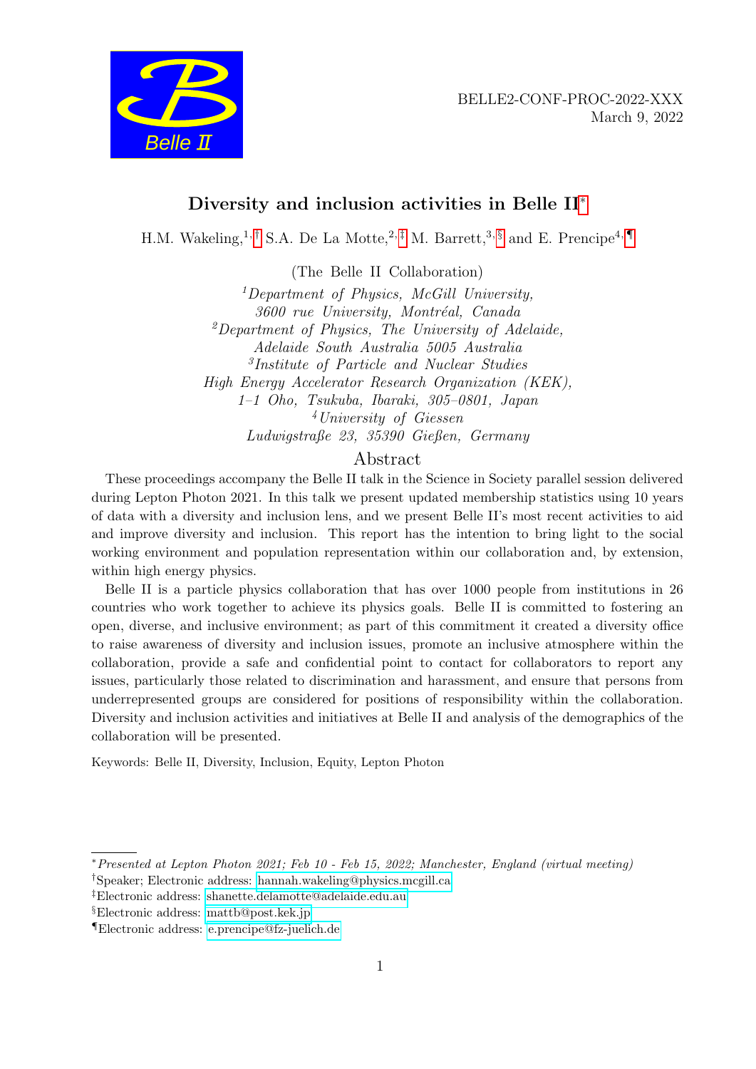BELLE2-CONF-PROC-2022-XXX
March 9, 2022

# Diversity and inclusion activities in Belle II[*]

H.M. Wakeling,[1,†] S.A. De La Motte,[2,‡] M. Barrett,[3,§] and E. Prencipe[4,¶]

(The Belle II Collaboration)

[1]*Department of Physics, McGill University, 3600 rue University, Montréal, Canada*
[2]*Department of Physics, The University of Adelaide, Adelaide South Australia 5005 Australia*
[3]*Institute of Particle and Nuclear Studies High Energy Accelerator Research Organization (KEK), 1–1 Oho, Tsukuba, Ibaraki, 305–0801, Japan*
[4]*University of Giessen Ludwigstraße 23, 35390 Gießen, Germany*

## Abstract

These proceedings accompany the Belle II talk in the Science in Society parallel session delivered during Lepton Photon 2021. In this talk we present updated membership statistics using 10 years of data with a diversity and inclusion lens, and we present Belle II's most recent activities to aid and improve diversity and inclusion. This report has the intention to bring light to the social working environment and population representation within our collaboration and, by extension, within high energy physics.

Belle II is a particle physics collaboration that has over 1000 people from institutions in 26 countries who work together to achieve its physics goals. Belle II is committed to fostering an open, diverse, and inclusive environment; as part of this commitment it created a diversity office to raise awareness of diversity and inclusion issues, promote an inclusive atmosphere within the collaboration, provide a safe and confidential point to contact for collaborators to report any issues, particularly those related to discrimination and harassment, and ensure that persons from underrepresented groups are considered for positions of responsibility within the collaboration. Diversity and inclusion activities and initiatives at Belle II and analysis of the demographics of the collaboration will be presented.

Keywords: Belle II, Diversity, Inclusion, Equity, Lepton Photon

---

[*] *Presented at Lepton Photon 2021; Feb 10 - Feb 15, 2022; Manchester, England (virtual meeting)*
[†] Speaker; Electronic address: hannah.wakeling@physics.mcgill.ca
[‡] Electronic address: shanette.delamotte@adelaide.edu.au
[§] Electronic address: mattb@post.kek.jp
[¶] Electronic address: e.prencipe@fz-juelich.de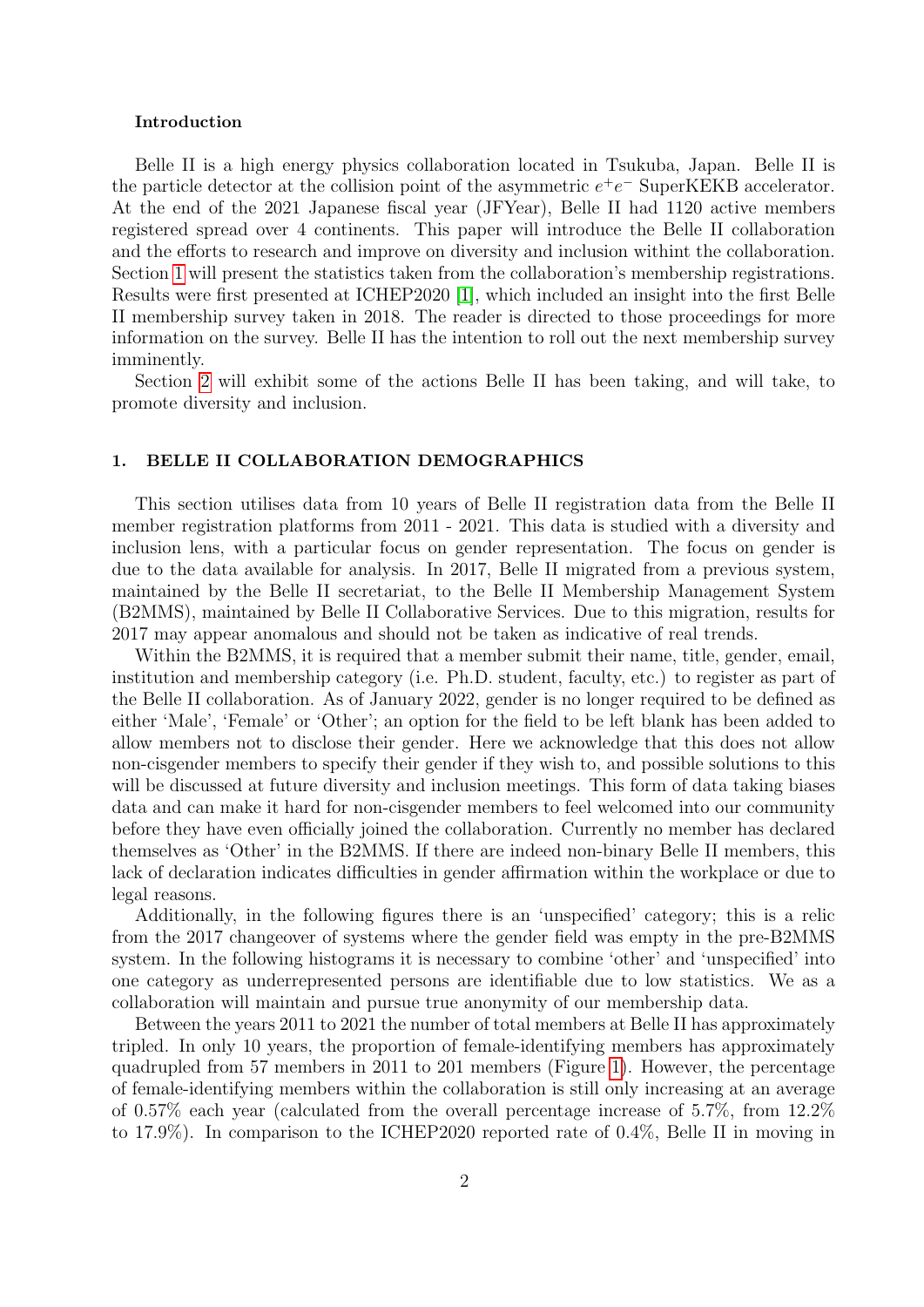**Introduction**

Belle II is a high energy physics collaboration located in Tsukuba, Japan. Belle II is the particle detector at the collision point of the asymmetric $e^+e^-$ SuperKEKB accelerator. At the end of the 2021 Japanese fiscal year (JFYear), Belle II had 1120 active members registered spread over 4 continents. This paper will introduce the Belle II collaboration and the efforts to research and improve on diversity and inclusion withint the collaboration. Section 1 will present the statistics taken from the collaboration's membership registrations. Results were first presented at ICHEP2020 [1], which included an insight into the first Belle II membership survey taken in 2018. The reader is directed to those proceedings for more information on the survey. Belle II has the intention to roll out the next membership survey imminently.

Section 2 will exhibit some of the actions Belle II has been taking, and will take, to promote diversity and inclusion.

## 1. BELLE II COLLABORATION DEMOGRAPHICS

This section utilises data from 10 years of Belle II registration data from the Belle II member registration platforms from 2011 - 2021. This data is studied with a diversity and inclusion lens, with a particular focus on gender representation. The focus on gender is due to the data available for analysis. In 2017, Belle II migrated from a previous system, maintained by the Belle II secretariat, to the Belle II Membership Management System (B2MMS), maintained by Belle II Collaborative Services. Due to this migration, results for 2017 may appear anomalous and should not be taken as indicative of real trends.

Within the B2MMS, it is required that a member submit their name, title, gender, email, institution and membership category (i.e. Ph.D. student, faculty, etc.) to register as part of the Belle II collaboration. As of January 2022, gender is no longer required to be defined as either 'Male', 'Female' or 'Other'; an option for the field to be left blank has been added to allow members not to disclose their gender. Here we acknowledge that this does not allow non-cisgender members to specify their gender if they wish to, and possible solutions to this will be discussed at future diversity and inclusion meetings. This form of data taking biases data and can make it hard for non-cisgender members to feel welcomed into our community before they have even officially joined the collaboration. Currently no member has declared themselves as 'Other' in the B2MMS. If there are indeed non-binary Belle II members, this lack of declaration indicates difficulties in gender affirmation within the workplace or due to legal reasons.

Additionally, in the following figures there is an 'unspecified' category; this is a relic from the 2017 changeover of systems where the gender field was empty in the pre-B2MMS system. In the following histograms it is necessary to combine 'other' and 'unspecified' into one category as underrepresented persons are identifiable due to low statistics. We as a collaboration will maintain and pursue true anonymity of our membership data.

Between the years 2011 to 2021 the number of total members at Belle II has approximately tripled. In only 10 years, the proportion of female-identifying members has approximately quadrupled from 57 members in 2011 to 201 members (Figure 1). However, the percentage of female-identifying members within the collaboration is still only increasing at an average of 0.57% each year (calculated from the overall percentage increase of 5.7%, from 12.2% to 17.9%). In comparison to the ICHEP2020 reported rate of 0.4%, Belle II in moving in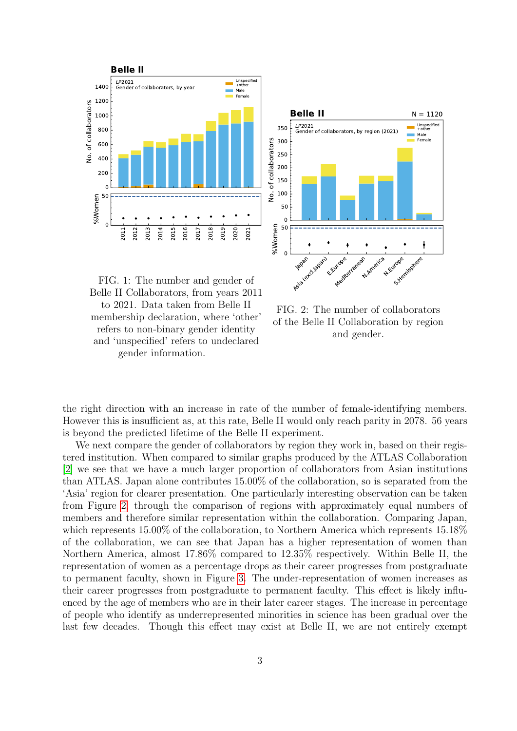FIG. 1: The number and gender of Belle II Collaborators, from years 2011 to 2021. Data taken from Belle II membership declaration, where 'other' refers to non-binary gender identity and 'unspecified' refers to undeclared gender information.

FIG. 2: The number of collaborators of the Belle II Collaboration by region and gender.

the right direction with an increase in rate of the number of female-identifying members. However this is insufficient as, at this rate, Belle II would only reach parity in 2078. 56 years is beyond the predicted lifetime of the Belle II experiment.

We next compare the gender of collaborators by region they work in, based on their registered institution. When compared to similar graphs produced by the ATLAS Collaboration [2] we see that we have a much larger proportion of collaborators from Asian institutions than ATLAS. Japan alone contributes 15.00% of the collaboration, so is separated from the 'Asia' region for clearer presentation. One particularly interesting observation can be taken from Figure 2, through the comparison of regions with approximately equal numbers of members and therefore similar representation within the collaboration. Comparing Japan, which represents 15.00% of the collaboration, to Northern America which represents 15.18% of the collaboration, we can see that Japan has a higher representation of women than Northern America, almost 17.86% compared to 12.35% respectively. Within Belle II, the representation of women as a percentage drops as their career progresses from postgraduate to permanent faculty, shown in Figure 3. The under-representation of women increases as their career progresses from postgraduate to permanent faculty. This effect is likely influenced by the age of members who are in their later career stages. The increase in percentage of people who identify as underrepresented minorities in science has been gradual over the last few decades. Though this effect may exist at Belle II, we are not entirely exempt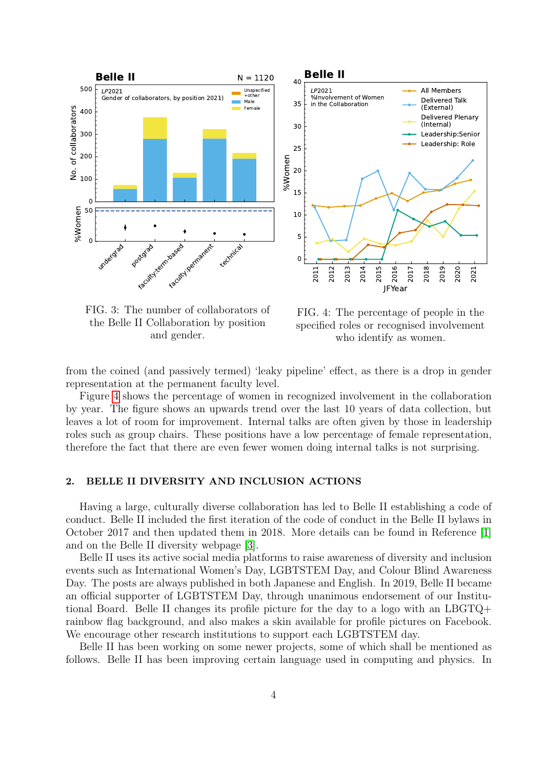FIG. 3: The number of collaborators of the Belle II Collaboration by position and gender.

FIG. 4: The percentage of people in the specified roles or recognised involvement who identify as women.

from the coined (and passively termed) 'leaky pipeline' effect, as there is a drop in gender representation at the permanent faculty level.

Figure 4 shows the percentage of women in recognized involvement in the collaboration by year. The figure shows an upwards trend over the last 10 years of data collection, but leaves a lot of room for improvement. Internal talks are often given by those in leadership roles such as group chairs. These positions have a low percentage of female representation, therefore the fact that there are even fewer women doing internal talks is not surprising.

## 2. BELLE II DIVERSITY AND INCLUSION ACTIONS

Having a large, culturally diverse collaboration has led to Belle II establishing a code of conduct. Belle II included the first iteration of the code of conduct in the Belle II bylaws in October 2017 and then updated them in 2018. More details can be found in Reference [1] and on the Belle II diversity webpage [3].

Belle II uses its active social media platforms to raise awareness of diversity and inclusion events such as International Women's Day, LGBTSTEM Day, and Colour Blind Awareness Day. The posts are always published in both Japanese and English. In 2019, Belle II became an official supporter of LGBTSTEM Day, through unanimous endorsement of our Institutional Board. Belle II changes its profile picture for the day to a logo with an LBGTQ+ rainbow flag background, and also makes a skin available for profile pictures on Facebook. We encourage other research institutions to support each LGBTSTEM day.

Belle II has been working on some newer projects, some of which shall be mentioned as follows. Belle II has been improving certain language used in computing and physics. In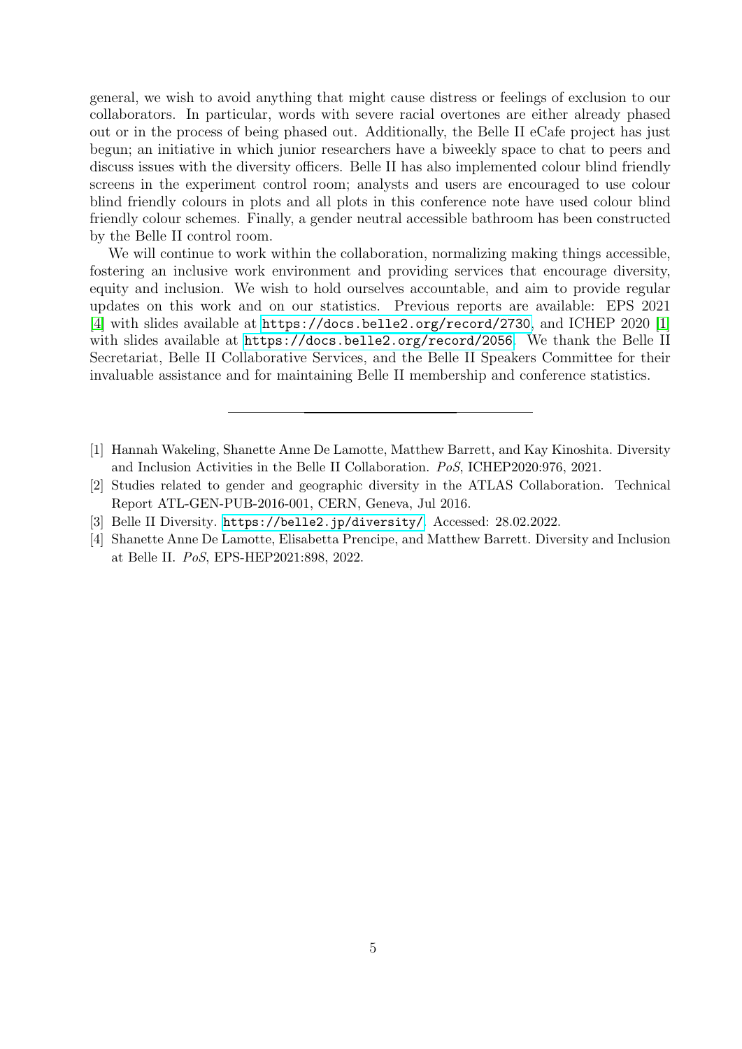general, we wish to avoid anything that might cause distress or feelings of exclusion to our collaborators. In particular, words with severe racial overtones are either already phased out or in the process of being phased out. Additionally, the Belle II eCafe project has just begun; an initiative in which junior researchers have a biweekly space to chat to peers and discuss issues with the diversity officers. Belle II has also implemented colour blind friendly screens in the experiment control room; analysts and users are encouraged to use colour blind friendly colours in plots and all plots in this conference note have used colour blind friendly colour schemes. Finally, a gender neutral accessible bathroom has been constructed by the Belle II control room.

We will continue to work within the collaboration, normalizing making things accessible, fostering an inclusive work environment and providing services that encourage diversity, equity and inclusion. We wish to hold ourselves accountable, and aim to provide regular updates on this work and on our statistics. Previous reports are available: EPS 2021 [4] with slides available at `https://docs.belle2.org/record/2730`, and ICHEP 2020 [1] with slides available at `https://docs.belle2.org/record/2056`. We thank the Belle II Secretariat, Belle II Collaborative Services, and the Belle II Speakers Committee for their invaluable assistance and for maintaining Belle II membership and conference statistics.

---

[1] Hannah Wakeling, Shanette Anne De Lamotte, Matthew Barrett, and Kay Kinoshita. Diversity and Inclusion Activities in the Belle II Collaboration. *PoS*, ICHEP2020:976, 2021.

[2] Studies related to gender and geographic diversity in the ATLAS Collaboration. Technical Report ATL-GEN-PUB-2016-001, CERN, Geneva, Jul 2016.

[3] Belle II Diversity. `https://belle2.jp/diversity/`. Accessed: 28.02.2022.

[4] Shanette Anne De Lamotte, Elisabetta Prencipe, and Matthew Barrett. Diversity and Inclusion at Belle II. *PoS*, EPS-HEP2021:898, 2022.